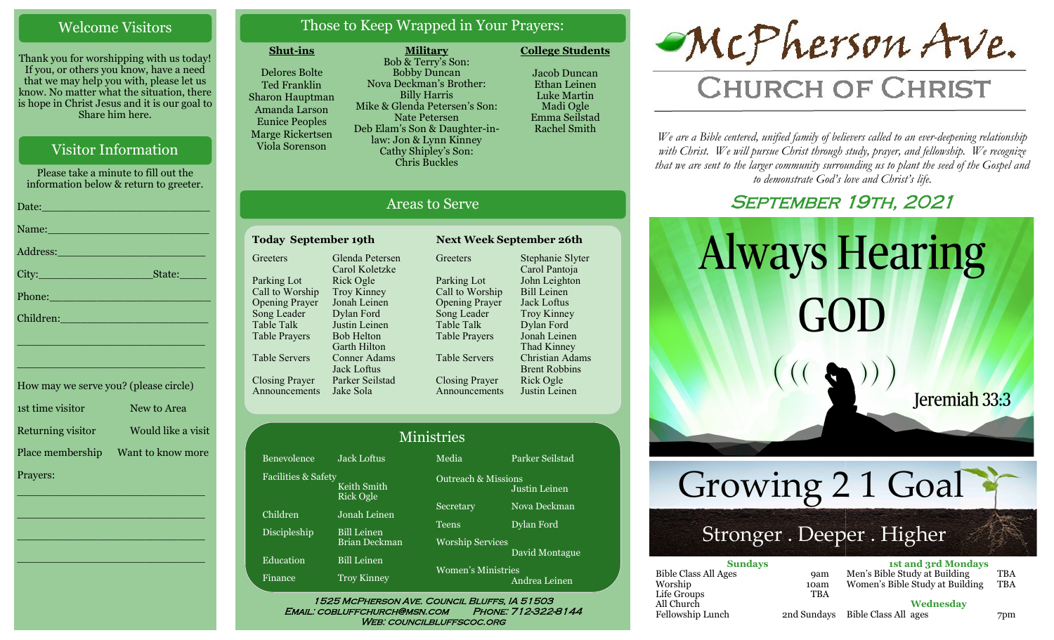## Welcome Visitors

Thank you for worshipping with us today! If you, or others you know, have a need that we may help you with, please let us know. No matter what the situation, there is hope in Christ Jesus and it is our goal to Share him here.

## Visitor Information

Please take a minute to fill out the information below & return to greeter.

Date:___________________________

Name:__________________________

Address:________________________

City:__________________State:_____

Phone:__________________________

Children:________________________

________________________________

________________________________

How may we serve you? (please circle)

| | |
|---|---|
| 1st time visitor | New to Area |
| Returning visitor | Would like a visit |
| Place membership | Want to know more |

Prayers:

________________________________

________________________________

________________________________

________________________________

## Those to Keep Wrapped in Your Prayers:

**Shut-ins**

Delores Bolte
Ted Franklin
Sharon Hauptman
Amanda Larson
Eunice Peoples
Marge Rickertsen
Viola Sorenson

**Military**

Bob & Terry's Son:
Bobby Duncan
Nova Deckman's Brother:
Billy Harris
Mike & Glenda Petersen's Son:
Nate Petersen
Deb Elam's Son & Daughter-in-law: Jon & Lynn Kinney
Cathy Shipley's Son:
Chris Buckles

**College Students**

Jacob Duncan
Ethan Leinen
Luke Martin
Madi Ogle
Emma Seilstad
Rachel Smith

## Areas to Serve

| Today September 19th | | Next Week September 26th | |
|---|---|---|---|
| Greeters | Glenda Petersen, Carol Koletzke | Greeters | Stephanie Slyter, Carol Pantoja |
| Parking Lot | Rick Ogle | Parking Lot | John Leighton |
| Call to Worship | Troy Kinney | Call to Worship | Bill Leinen |
| Opening Prayer | Jonah Leinen | Opening Prayer | Jack Loftus |
| Song Leader | Dylan Ford | Song Leader | Troy Kinney |
| Table Talk | Justin Leinen | Table Talk | Dylan Ford |
| Table Prayers | Bob Helton, Garth Hilton | Table Prayers | Jonah Leinen, Thad Kinney |
| Table Servers | Conner Adams, Jack Loftus | Table Servers | Christian Adams, Brent Robbins |
| Closing Prayer | Parker Seilstad | Closing Prayer | Rick Ogle |
| Announcements | Jake Sola | Announcements | Justin Leinen |

## Ministries

| | | | |
|---|---|---|---|
| Benevolence | Jack Loftus | Media | Parker Seilstad |
| Facilities & Safety | Keith Smith, Rick Ogle | Outreach & Missions | Justin Leinen |
| Children | Jonah Leinen | Secretary | Nova Deckman |
| Discipleship | Bill Leinen, Brian Deckman | Teens | Dylan Ford |
| Education | Bill Leinen | Worship Services | David Montague |
| Finance | Troy Kinney | Women's Ministries | Andrea Leinen |

1525 McPherson Ave. Council Bluffs, IA 51503
Email: cobluffchurch@msn.com Phone: 712-322-8144
Web: councilbluffscoc.org

# McPherson Ave.
## Church of Christ

*We are a Bible centered, unified family of believers called to an ever-deepening relationship with Christ. We will pursue Christ through study, prayer, and fellowship. We recognize that we are sent to the larger community surrounding us to plant the seed of the Gospel and to demonstrate God's love and Christ's life.*

### September 19th, 2021

Always Hearing GOD

Jeremiah 33:3

Growing 2 1 Goal

Stronger . Deeper . Higher

**Sundays**

| | |
|---|---|
| Bible Class All Ages | 9am |
| Worship | 10am |
| Life Groups | TBA |
| All Church Fellowship Lunch | 2nd Sundays |

**1st and 3rd Mondays**

| | |
|---|---|
| Men's Bible Study at Building | TBA |
| Women's Bible Study at Building | TBA |

**Wednesday**

| | |
|---|---|
| Bible Class All ages | 7pm |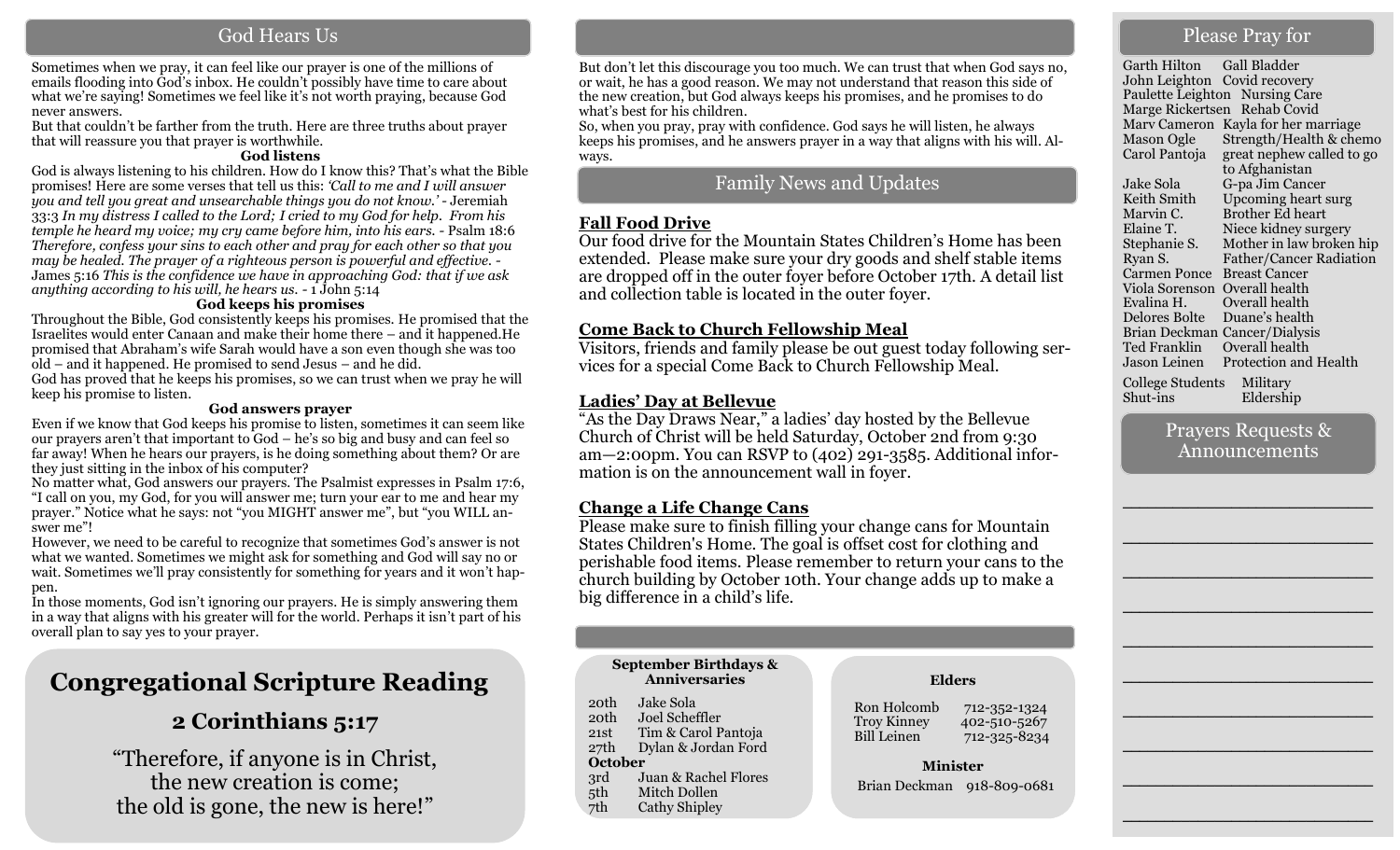## God Hears Us

Sometimes when we pray, it can feel like our prayer is one of the millions of emails flooding into God's inbox. He couldn't possibly have time to care about what we're saying! Sometimes we feel like it's not worth praying, because God never answers.

But that couldn't be farther from the truth. Here are three truths about prayer that will reassure you that prayer is worthwhile.

### God listens

God is always listening to his children. How do I know this? That's what the Bible promises! Here are some verses that tell us this: *'Call to me and I will answer you and tell you great and unsearchable things you do not know.'* - Jeremiah 33:3 *In my distress I called to the Lord; I cried to my God for help. From his temple he heard my voice; my cry came before him, into his ears.* - Psalm 18:6 *Therefore, confess your sins to each other and pray for each other so that you may be healed. The prayer of a righteous person is powerful and effective.* - James 5:16 *This is the confidence we have in approaching God: that if we ask anything according to his will, he hears us.* - 1 John 5:14

### God keeps his promises

Throughout the Bible, God consistently keeps his promises. He promised that the Israelites would enter Canaan and make their home there – and it happened.He promised that Abraham's wife Sarah would have a son even though she was too old – and it happened. He promised to send Jesus – and he did.

God has proved that he keeps his promises, so we can trust when we pray he will keep his promise to listen.

### God answers prayer

Even if we know that God keeps his promise to listen, sometimes it can seem like our prayers aren't that important to God – he's so big and busy and can feel so far away! When he hears our prayers, is he doing something about them? Or are they just sitting in the inbox of his computer?

No matter what, God answers our prayers. The Psalmist expresses in Psalm 17:6, "I call on you, my God, for you will answer me; turn your ear to me and hear my prayer." Notice what he says: not "you MIGHT answer me", but "you WILL answer me"!

However, we need to be careful to recognize that sometimes God's answer is not what we wanted. Sometimes we might ask for something and God will say no or wait. Sometimes we'll pray consistently for something for years and it won't happen.

In those moments, God isn't ignoring our prayers. He is simply answering them in a way that aligns with his greater will for the world. Perhaps it isn't part of his overall plan to say yes to your prayer.

But don't let this discourage you too much. We can trust that when God says no, or wait, he has a good reason. We may not understand that reason this side of the new creation, but God always keeps his promises, and he promises to do what's best for his children.

So, when you pray, pray with confidence. God says he will listen, he always keeps his promises, and he answers prayer in a way that aligns with his will. Always.

# Congregational Scripture Reading

## 2 Corinthians 5:17

"Therefore, if anyone is in Christ,
the new creation is come;
the old is gone, the new is here!"

## Family News and Updates

**Fall Food Drive**

Our food drive for the Mountain States Children's Home has been extended. Please make sure your dry goods and shelf stable items are dropped off in the outer foyer before October 17th. A detail list and collection table is located in the outer foyer.

**Come Back to Church Fellowship Meal**

Visitors, friends and family please be out guest today following services for a special Come Back to Church Fellowship Meal.

**Ladies' Day at Bellevue**

"As the Day Draws Near," a ladies' day hosted by the Bellevue Church of Christ will be held Saturday, October 2nd from 9:30 am—2:00pm. You can RSVP to (402) 291-3585. Additional information is on the announcement wall in foyer.

**Change a Life Change Cans**

Please make sure to finish filling your change cans for Mountain States Children's Home. The goal is offset cost for clothing and perishable food items. Please remember to return your cans to the church building by October 10th. Your change adds up to make a big difference in a child's life.

**September Birthdays & Anniversaries**

| | |
|---|---|
| 20th | Jake Sola |
| 20th | Joel Scheffler |
| 21st | Tim & Carol Pantoja |
| 27th | Dylan & Jordan Ford |
| **October** | |
| 3rd | Juan & Rachel Flores |
| 5th | Mitch Dollen |
| 7th | Cathy Shipley |

**Elders**

| | |
|---|---|
| Ron Holcomb | 712-352-1324 |
| Troy Kinney | 402-510-5267 |
| Bill Leinen | 712-325-8234 |

**Minister**

Brian Deckman 918-809-0681

## Please Pray for

| | |
|---|---|
| Garth Hilton | Gall Bladder |
| John Leighton | Covid recovery |
| Paulette Leighton | Nursing Care |
| Marge Rickertsen | Rehab Covid |
| Marv Cameron | Kayla for her marriage |
| Mason Ogle | Strength/Health & chemo |
| Carol Pantoja | great nephew called to go to Afghanistan |
| Jake Sola | G-pa Jim Cancer |
| Keith Smith | Upcoming heart surg |
| Marvin C. | Brother Ed heart |
| Elaine T. | Niece kidney surgery |
| Stephanie S. | Mother in law broken hip |
| Ryan S. | Father/Cancer Radiation |
| Carmen Ponce | Breast Cancer |
| Viola Sorenson | Overall health |
| Evalina H. | Overall health |
| Delores Bolte | Duane's health |
| Brian Deckman | Cancer/Dialysis |
| Ted Franklin | Overall health |
| Jason Leinen | Protection and Health |
| College Students | Military |
| Shut-ins | Eldership |

## Prayers Requests & Announcements

______________________

______________________

______________________

______________________

______________________

______________________

______________________

______________________

______________________

______________________